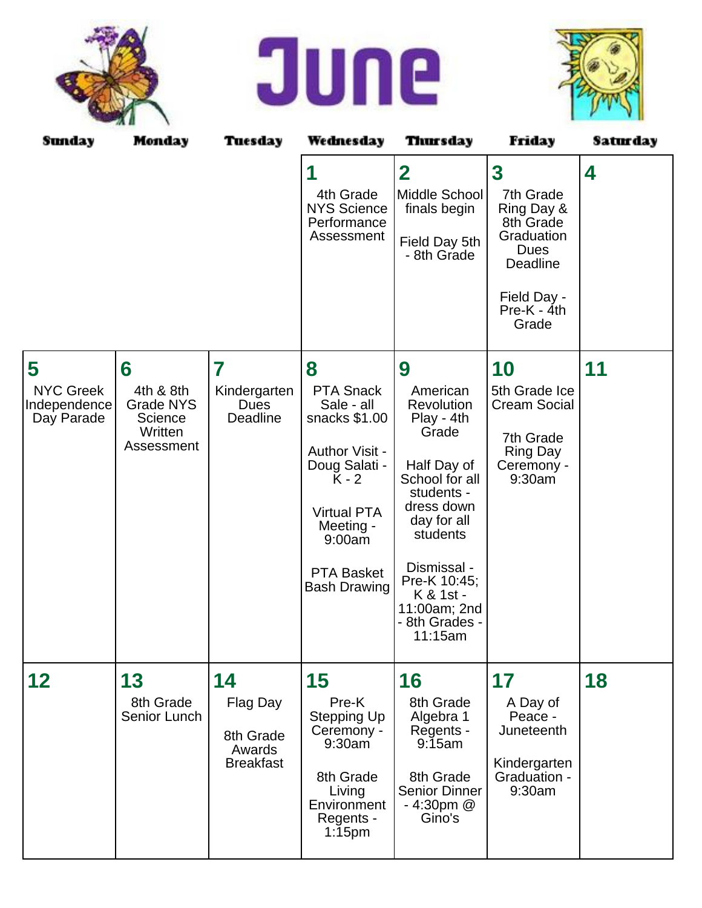# June

| Sunday | Monday | Tuesday | Wednesday | Thursday | Friday | Saturday |
|---|---|---|---|---|---|---|
| | | | **1**<br>4th Grade NYS Science Performance Assessment | **2**<br>Middle School finals begin<br><br>Field Day 5th - 8th Grade | **3**<br>7th Grade Ring Day & 8th Grade Graduation Dues Deadline<br><br>Field Day - Pre-K - 4th Grade | **4** |
| **5**<br>NYC Greek Independence Day Parade | **6**<br>4th & 8th Grade NYS Science Written Assessment | **7**<br>Kindergarten Dues Deadline | **8**<br>PTA Snack Sale - all snacks $1.00<br><br>Author Visit - Doug Salati - K - 2<br><br>Virtual PTA Meeting - 9:00am<br><br>PTA Basket Bash Drawing | **9**<br>American Revolution Play - 4th Grade<br><br>Half Day of School for all students - dress down day for all students<br><br>Dismissal - Pre-K 10:45; K & 1st - 11:00am; 2nd - 8th Grades - 11:15am | **10**<br>5th Grade Ice Cream Social<br><br>7th Grade Ring Day Ceremony - 9:30am | **11** |
| **12** | **13**<br>8th Grade Senior Lunch | **14**<br>Flag Day<br><br>8th Grade Awards Breakfast | **15**<br>Pre-K Stepping Up Ceremony - 9:30am<br><br>8th Grade Living Environment Regents - 1:15pm | **16**<br>8th Grade Algebra 1 Regents - 9:15am<br><br>8th Grade Senior Dinner - 4:30pm @ Gino's | **17**<br>A Day of Peace - Juneteenth<br><br>Kindergarten Graduation - 9:30am | **18** |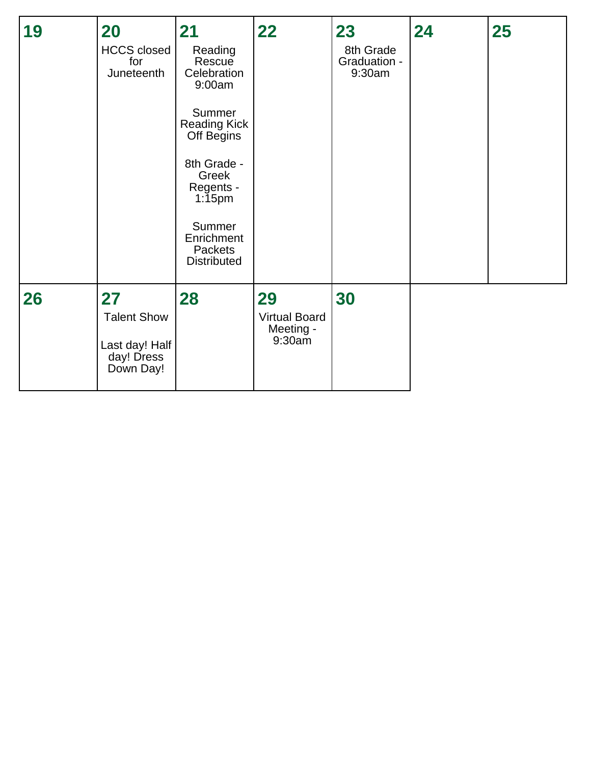| | | | | | | |
|---|---|---|---|---|---|---|
| **19** | **20**<br>HCCS closed for Juneteenth | **21**<br>Reading Rescue Celebration 9:00am<br><br>Summer Reading Kick Off Begins<br><br>8th Grade - Greek Regents - 1:15pm<br><br>Summer Enrichment Packets Distributed | **22** | **23**<br>8th Grade Graduation - 9:30am | **24** | **25** |
| **26** | **27**<br>Talent Show<br><br>Last day! Half day! Dress Down Day! | **28** | **29**<br>Virtual Board Meeting - 9:30am | **30** | | |